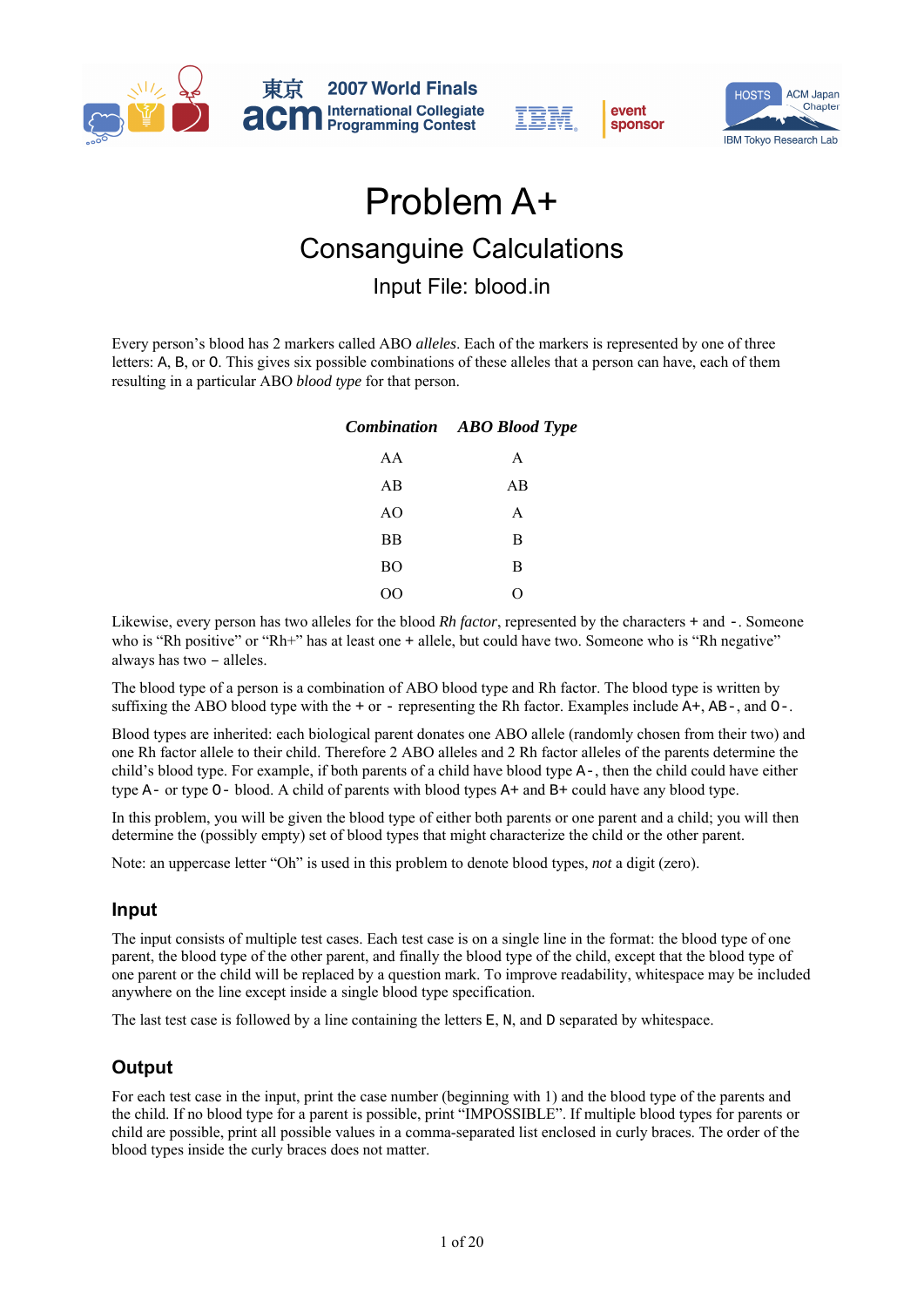# Problem A+

## Consanguine Calculations

### Input File: blood.in

Every person's blood has 2 markers called ABO *alleles*. Each of the markers is represented by one of three letters: A, B, or O. This gives six possible combinations of these alleles that a person can have, each of them resulting in a particular ABO *blood type* for that person.

| ***Combination*** | ***ABO Blood Type*** |
|---|---|
| AA | A |
| AB | AB |
| AO | A |
| BB | B |
| BO | B |
| OO | O |

Likewise, every person has two alleles for the blood *Rh factor*, represented by the characters + and -. Someone who is "Rh positive" or "Rh+" has at least one + allele, but could have two. Someone who is "Rh negative" always has two – alleles.

The blood type of a person is a combination of ABO blood type and Rh factor. The blood type is written by suffixing the ABO blood type with the + or - representing the Rh factor. Examples include A+, AB-, and O-.

Blood types are inherited: each biological parent donates one ABO allele (randomly chosen from their two) and one Rh factor allele to their child. Therefore 2 ABO alleles and 2 Rh factor alleles of the parents determine the child's blood type. For example, if both parents of a child have blood type A-, then the child could have either type A- or type O- blood. A child of parents with blood types A+ and B+ could have any blood type.

In this problem, you will be given the blood type of either both parents or one parent and a child; you will then determine the (possibly empty) set of blood types that might characterize the child or the other parent.

Note: an uppercase letter "Oh" is used in this problem to denote blood types, *not* a digit (zero).

## Input

The input consists of multiple test cases. Each test case is on a single line in the format: the blood type of one parent, the blood type of the other parent, and finally the blood type of the child, except that the blood type of one parent or the child will be replaced by a question mark. To improve readability, whitespace may be included anywhere on the line except inside a single blood type specification.

The last test case is followed by a line containing the letters E, N, and D separated by whitespace.

## Output

For each test case in the input, print the case number (beginning with 1) and the blood type of the parents and the child. If no blood type for a parent is possible, print "IMPOSSIBLE". If multiple blood types for parents or child are possible, print all possible values in a comma-separated list enclosed in curly braces. The order of the blood types inside the curly braces does not matter.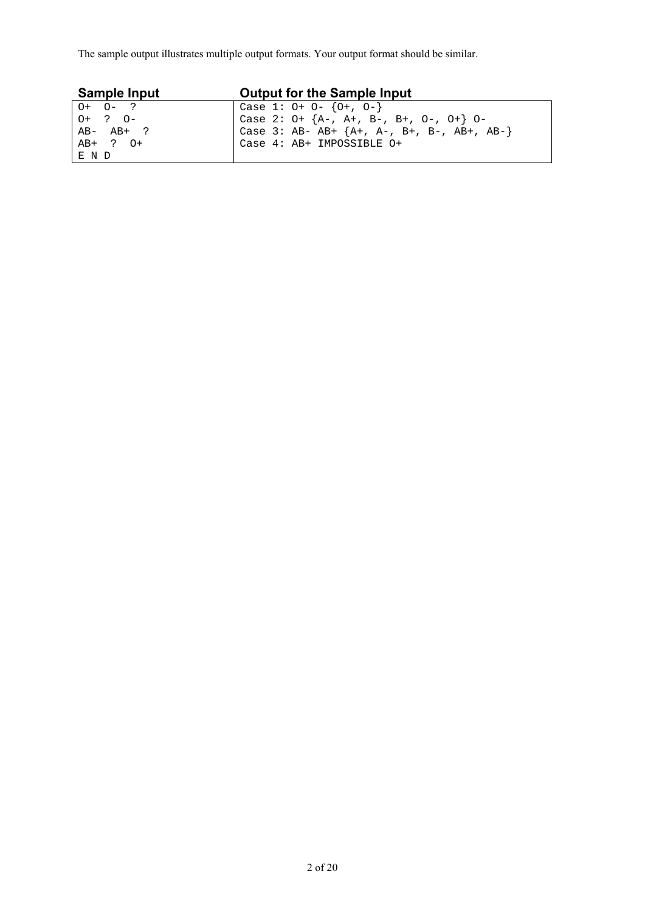The sample output illustrates multiple output formats. Your output format should be similar.

| Sample Input | Output for the Sample Input |
| --- | --- |
| `O+ O- ?` | `Case 1: O+ O- {O+, O-}` |
| `O+ ? O-` | `Case 2: O+ {A-, A+, B-, B+, O-, O+} O-` |
| `AB- AB+ ?` | `Case 3: AB- AB+ {A+, A-, B+, B-, AB+, AB-}` |
| `AB+ ? O+` | `Case 4: AB+ IMPOSSIBLE O+` |
| `E N D` | |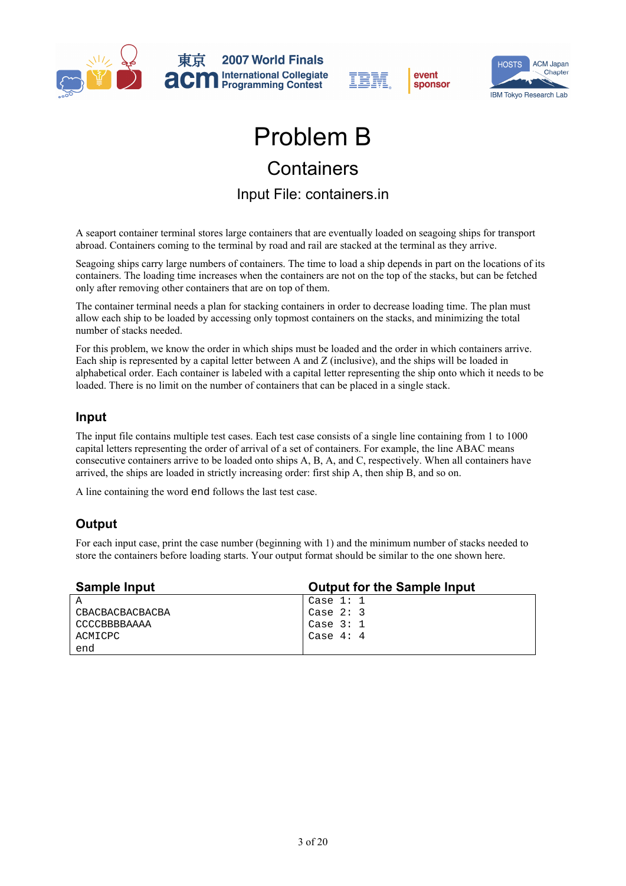# Problem B

## Containers

### Input File: containers.in

A seaport container terminal stores large containers that are eventually loaded on seagoing ships for transport abroad. Containers coming to the terminal by road and rail are stacked at the terminal as they arrive.

Seagoing ships carry large numbers of containers. The time to load a ship depends in part on the locations of its containers. The loading time increases when the containers are not on the top of the stacks, but can be fetched only after removing other containers that are on top of them.

The container terminal needs a plan for stacking containers in order to decrease loading time. The plan must allow each ship to be loaded by accessing only topmost containers on the stacks, and minimizing the total number of stacks needed.

For this problem, we know the order in which ships must be loaded and the order in which containers arrive. Each ship is represented by a capital letter between A and Z (inclusive), and the ships will be loaded in alphabetical order. Each container is labeled with a capital letter representing the ship onto which it needs to be loaded. There is no limit on the number of containers that can be placed in a single stack.

## Input

The input file contains multiple test cases. Each test case consists of a single line containing from 1 to 1000 capital letters representing the order of arrival of a set of containers. For example, the line ABAC means consecutive containers arrive to be loaded onto ships A, B, A, and C, respectively. When all containers have arrived, the ships are loaded in strictly increasing order: first ship A, then ship B, and so on.

A line containing the word `end` follows the last test case.

## Output

For each input case, print the case number (beginning with 1) and the minimum number of stacks needed to store the containers before loading starts. Your output format should be similar to the one shown here.

| Sample Input | Output for the Sample Input |
|---|---|
| A | Case 1: 1 |
| CBACBACBACBACBA | Case 2: 3 |
| CCCCBBBBAAAA | Case 3: 1 |
| ACMICPC | Case 4: 4 |
| end | |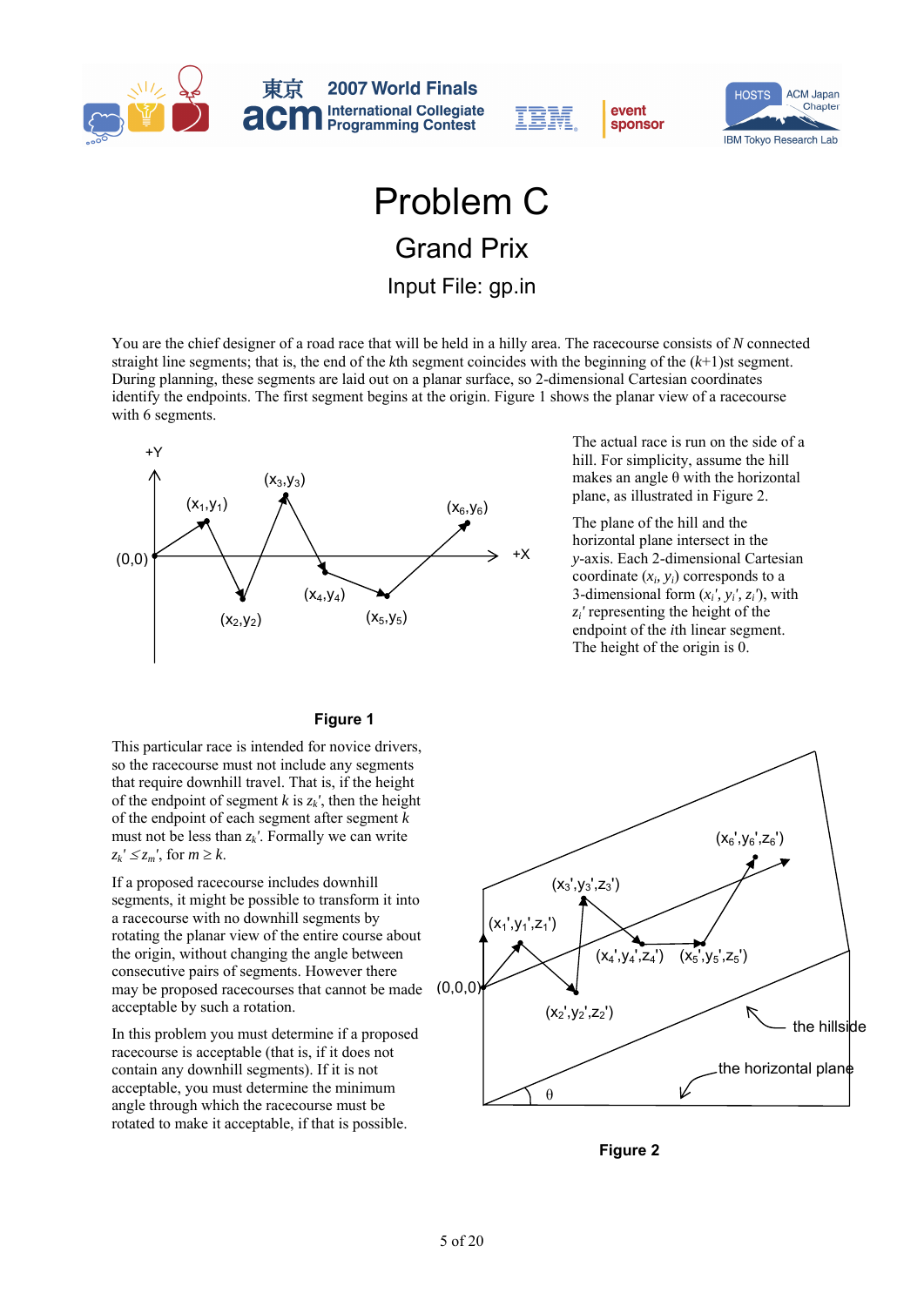# Problem C

## Grand Prix

### Input File: gp.in

You are the chief designer of a road race that will be held in a hilly area. The racecourse consists of *N* connected straight line segments; that is, the end of the *k*th segment coincides with the beginning of the (*k*+1)st segment. During planning, these segments are laid out on a planar surface, so 2-dimensional Cartesian coordinates identify the endpoints. The first segment begins at the origin. Figure 1 shows the planar view of a racecourse with 6 segments.

**Figure 1**

The actual race is run on the side of a hill. For simplicity, assume the hill makes an angle θ with the horizontal plane, as illustrated in Figure 2.

The plane of the hill and the horizontal plane intersect in the *y*-axis. Each 2-dimensional Cartesian coordinate $(x_i, y_i)$ corresponds to a 3-dimensional form $(x_i', y_i', z_i')$, with $z_i'$ representing the height of the endpoint of the *i*th linear segment. The height of the origin is 0.

This particular race is intended for novice drivers, so the racecourse must not include any segments that require downhill travel. That is, if the height of the endpoint of segment *k* is $z_k'$, then the height of the endpoint of each segment after segment *k* must not be less than $z_k'$. Formally we can write $z_k' \le z_m'$, for $m \ge k$.

If a proposed racecourse includes downhill segments, it might be possible to transform it into a racecourse with no downhill segments by rotating the planar view of the entire course about the origin, without changing the angle between consecutive pairs of segments. However there may be proposed racecourses that cannot be made acceptable by such a rotation.

In this problem you must determine if a proposed racecourse is acceptable (that is, if it does not contain any downhill segments). If it is not acceptable, you must determine the minimum angle through which the racecourse must be rotated to make it acceptable, if that is possible.

**Figure 2**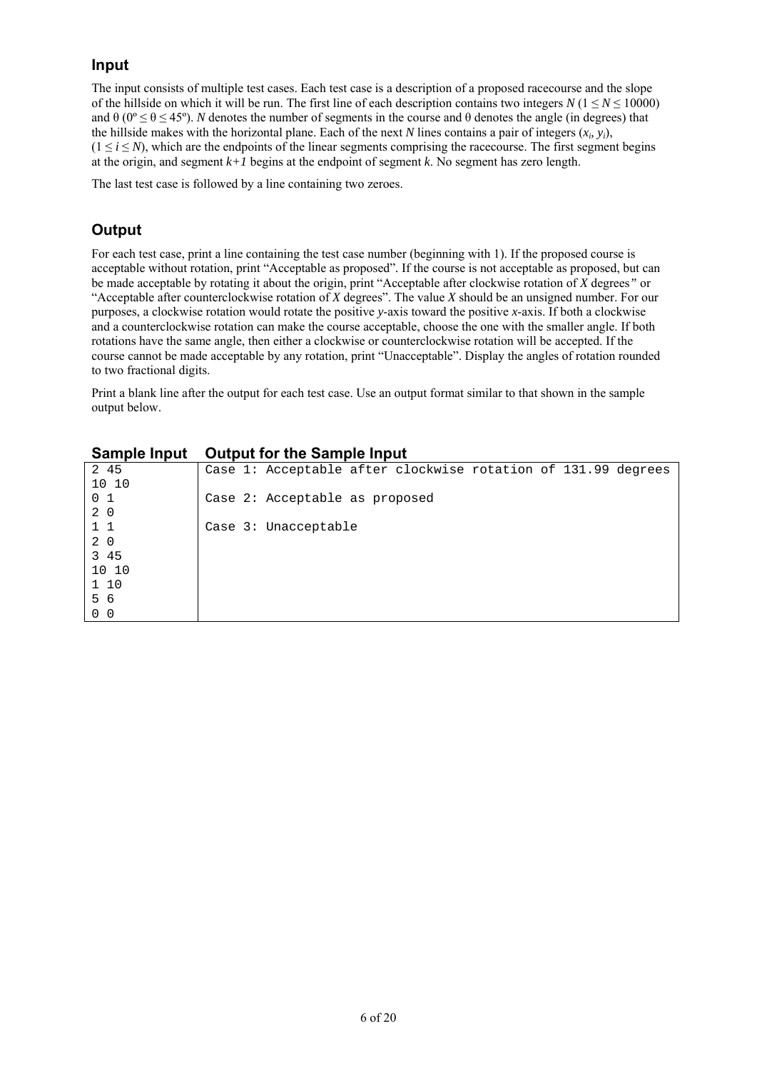## Input

The input consists of multiple test cases. Each test case is a description of a proposed racecourse and the slope of the hillside on which it will be run. The first line of each description contains two integers $N$ ($1 \le N \le 10000$) and θ ($0° \le \theta \le 45°$). $N$ denotes the number of segments in the course and θ denotes the angle (in degrees) that the hillside makes with the horizontal plane. Each of the next $N$ lines contains a pair of integers $(x_i, y_i)$, ($1 \le i \le N$), which are the endpoints of the linear segments comprising the racecourse. The first segment begins at the origin, and segment $k+1$ begins at the endpoint of segment $k$. No segment has zero length.

The last test case is followed by a line containing two zeroes.

## Output

For each test case, print a line containing the test case number (beginning with 1). If the proposed course is acceptable without rotation, print "Acceptable as proposed". If the course is not acceptable as proposed, but can be made acceptable by rotating it about the origin, print "Acceptable after clockwise rotation of *X* degrees" or "Acceptable after counterclockwise rotation of *X* degrees". The value *X* should be an unsigned number. For our purposes, a clockwise rotation would rotate the positive *y*-axis toward the positive *x*-axis. If both a clockwise and a counterclockwise rotation can make the course acceptable, choose the one with the smaller angle. If both rotations have the same angle, then either a clockwise or counterclockwise rotation will be accepted. If the course cannot be made acceptable by any rotation, print "Unacceptable". Display the angles of rotation rounded to two fractional digits.

Print a blank line after the output for each test case. Use an output format similar to that shown in the sample output below.

| Sample Input | Output for the Sample Input |
|---|---|
| 2 45<br>10 10<br>0 1<br>2 0<br>1 1<br>2 0<br>3 45<br>10 10<br>1 10<br>5 6<br>0 0 | Case 1: Acceptable after clockwise rotation of 131.99 degrees<br><br>Case 2: Acceptable as proposed<br><br>Case 3: Unacceptable |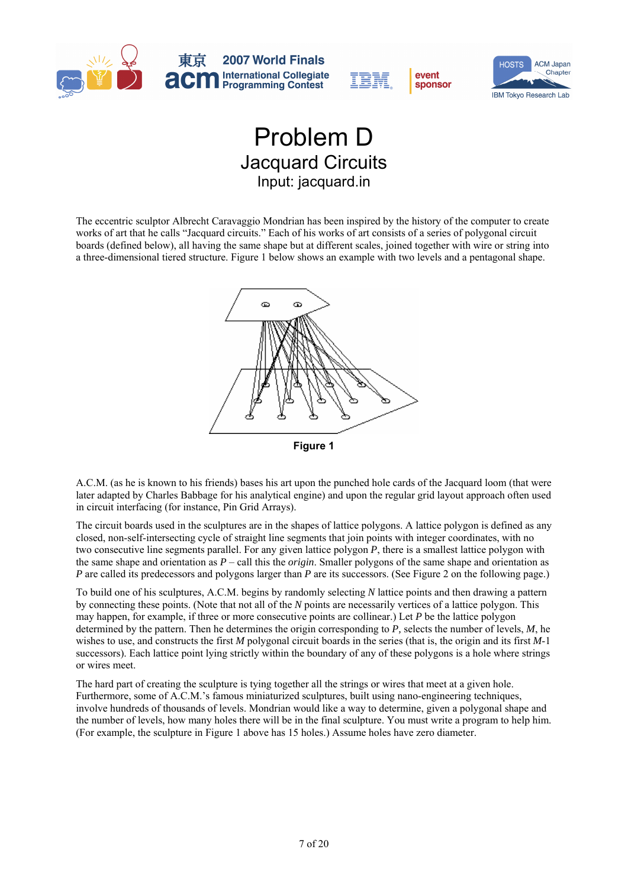# Problem D

## Jacquard Circuits

Input: jacquard.in

The eccentric sculptor Albrecht Caravaggio Mondrian has been inspired by the history of the computer to create works of art that he calls "Jacquard circuits." Each of his works of art consists of a series of polygonal circuit boards (defined below), all having the same shape but at different scales, joined together with wire or string into a three-dimensional tiered structure. Figure 1 below shows an example with two levels and a pentagonal shape.

**Figure 1**

A.C.M. (as he is known to his friends) bases his art upon the punched hole cards of the Jacquard loom (that were later adapted by Charles Babbage for his analytical engine) and upon the regular grid layout approach often used in circuit interfacing (for instance, Pin Grid Arrays).

The circuit boards used in the sculptures are in the shapes of lattice polygons. A lattice polygon is defined as any closed, non-self-intersecting cycle of straight line segments that join points with integer coordinates, with no two consecutive line segments parallel. For any given lattice polygon $P$, there is a smallest lattice polygon with the same shape and orientation as $P$ – call this the *origin*. Smaller polygons of the same shape and orientation as $P$ are called its predecessors and polygons larger than $P$ are its successors. (See Figure 2 on the following page.)

To build one of his sculptures, A.C.M. begins by randomly selecting $N$ lattice points and then drawing a pattern by connecting these points. (Note that not all of the $N$ points are necessarily vertices of a lattice polygon. This may happen, for example, if three or more consecutive points are collinear.) Let $P$ be the lattice polygon determined by the pattern. Then he determines the origin corresponding to $P$, selects the number of levels, $M$, he wishes to use, and constructs the first $M$ polygonal circuit boards in the series (that is, the origin and its first $M$-1 successors). Each lattice point lying strictly within the boundary of any of these polygons is a hole where strings or wires meet.

The hard part of creating the sculpture is tying together all the strings or wires that meet at a given hole. Furthermore, some of A.C.M.'s famous miniaturized sculptures, built using nano-engineering techniques, involve hundreds of thousands of levels. Mondrian would like a way to determine, given a polygonal shape and the number of levels, how many holes there will be in the final sculpture. You must write a program to help him. (For example, the sculpture in Figure 1 above has 15 holes.) Assume holes have zero diameter.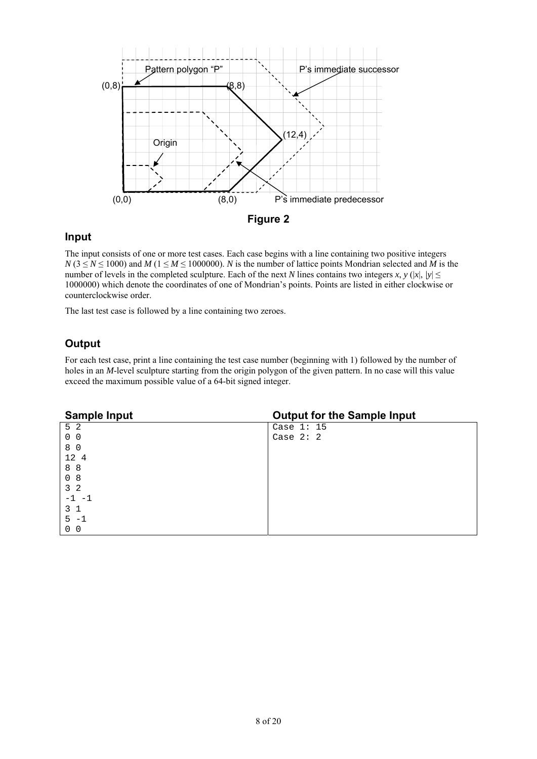**Figure 2**

## Input

The input consists of one or more test cases. Each case begins with a line containing two positive integers $N$ ($3 \leq N \leq 1000$) and $M$ ($1 \leq M \leq 1000000$). $N$ is the number of lattice points Mondrian selected and $M$ is the number of levels in the completed sculpture. Each of the next $N$ lines contains two integers $x$, $y$ ($|x|$, $|y| \leq 1000000$) which denote the coordinates of one of Mondrian's points. Points are listed in either clockwise or counterclockwise order.

The last test case is followed by a line containing two zeroes.

## Output

For each test case, print a line containing the test case number (beginning with 1) followed by the number of holes in an $M$-level sculpture starting from the origin polygon of the given pattern. In no case will this value exceed the maximum possible value of a 64-bit signed integer.

| Sample Input | Output for the Sample Input |
|---|---|
| 5 2<br>0 0<br>8 0<br>12 4<br>8 8<br>0 8<br>3 2<br>-1 -1<br>3 1<br>5 -1<br>0 0 | Case 1: 15<br>Case 2: 2 |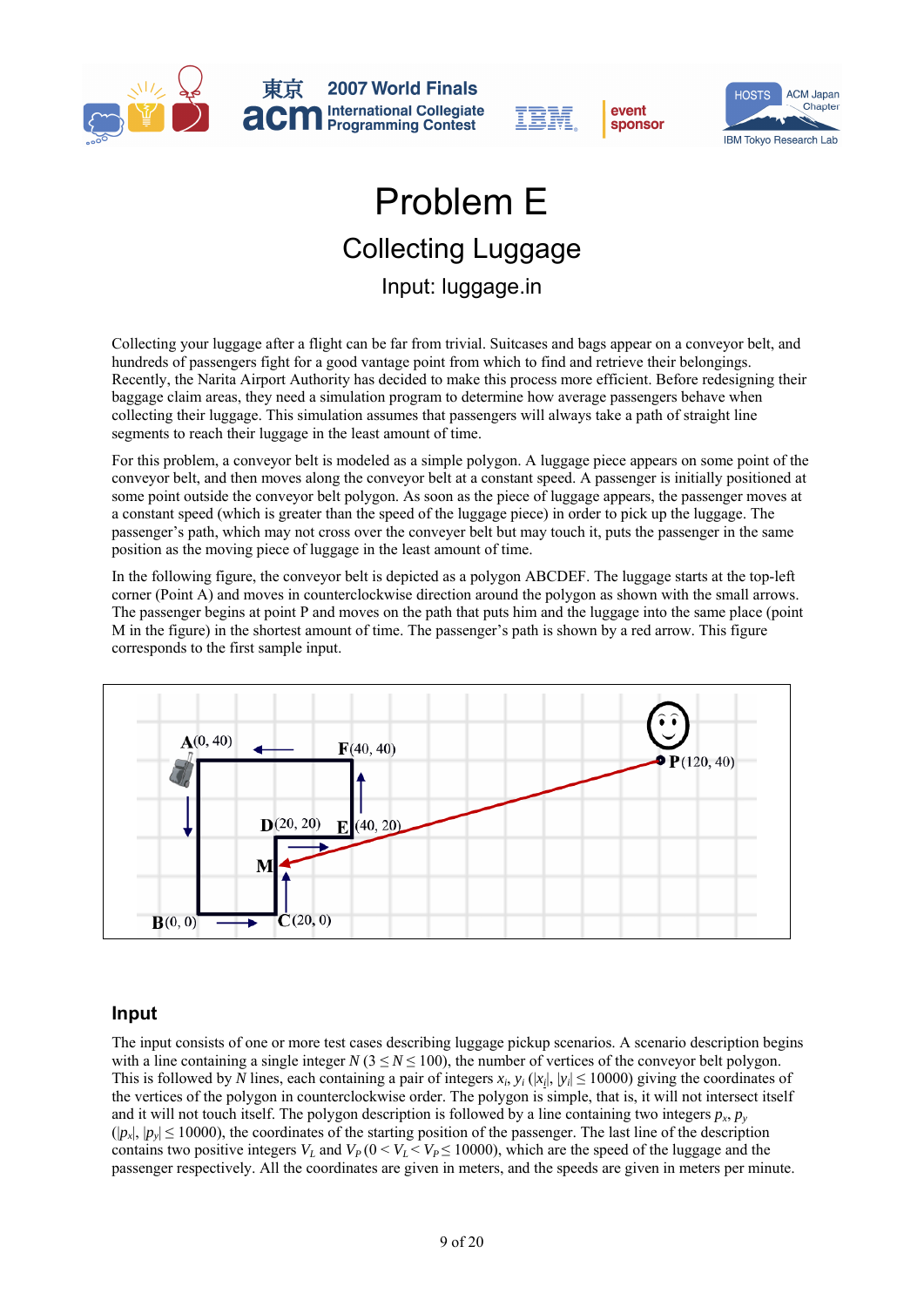# Problem E

## Collecting Luggage

Input: luggage.in

Collecting your luggage after a flight can be far from trivial. Suitcases and bags appear on a conveyor belt, and hundreds of passengers fight for a good vantage point from which to find and retrieve their belongings. Recently, the Narita Airport Authority has decided to make this process more efficient. Before redesigning their baggage claim areas, they need a simulation program to determine how average passengers behave when collecting their luggage. This simulation assumes that passengers will always take a path of straight line segments to reach their luggage in the least amount of time.

For this problem, a conveyor belt is modeled as a simple polygon. A luggage piece appears on some point of the conveyor belt, and then moves along the conveyor belt at a constant speed. A passenger is initially positioned at some point outside the conveyor belt polygon. As soon as the piece of luggage appears, the passenger moves at a constant speed (which is greater than the speed of the luggage piece) in order to pick up the luggage. The passenger's path, which may not cross over the conveyer belt but may touch it, puts the passenger in the same position as the moving piece of luggage in the least amount of time.

In the following figure, the conveyor belt is depicted as a polygon ABCDEF. The luggage starts at the top-left corner (Point A) and moves in counterclockwise direction around the polygon as shown with the small arrows. The passenger begins at point P and moves on the path that puts him and the luggage into the same place (point M in the figure) in the shortest amount of time. The passenger's path is shown by a red arrow. This figure corresponds to the first sample input.

### Input

The input consists of one or more test cases describing luggage pickup scenarios. A scenario description begins with a line containing a single integer $N$ ($3 \le N \le 100$), the number of vertices of the conveyor belt polygon. This is followed by $N$ lines, each containing a pair of integers $x_i$, $y_i$ ($|x_i|$, $|y_i| \le 10000$) giving the coordinates of the vertices of the polygon in counterclockwise order. The polygon is simple, that is, it will not intersect itself and it will not touch itself. The polygon description is followed by a line containing two integers $p_x$, $p_y$ ($|p_x|$, $|p_y| \le 10000$), the coordinates of the starting position of the passenger. The last line of the description contains two positive integers $V_L$ and $V_P$ ($0 < V_L < V_P \le 10000$), which are the speed of the luggage and the passenger respectively. All the coordinates are given in meters, and the speeds are given in meters per minute.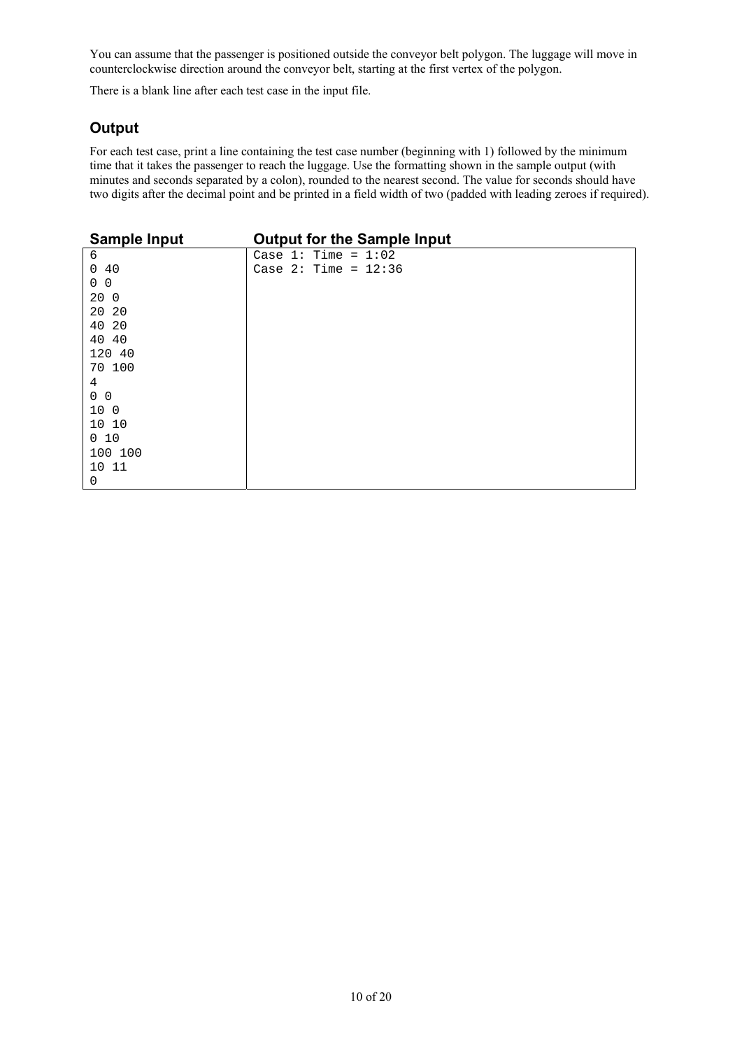You can assume that the passenger is positioned outside the conveyor belt polygon. The luggage will move in counterclockwise direction around the conveyor belt, starting at the first vertex of the polygon.

There is a blank line after each test case in the input file.

## Output

For each test case, print a line containing the test case number (beginning with 1) followed by the minimum time that it takes the passenger to reach the luggage. Use the formatting shown in the sample output (with minutes and seconds separated by a colon), rounded to the nearest second. The value for seconds should have two digits after the decimal point and be printed in a field width of two (padded with leading zeroes if required).

| Sample Input | Output for the Sample Input |
|---|---|
| 6<br>0 40<br>0 0<br>20 0<br>20 20<br>40 20<br>40 40<br>120 40<br>70 100<br>4<br>0 0<br>10 0<br>10 10<br>0 10<br>100 100<br>10 11<br>0 | Case 1: Time = 1:02<br>Case 2: Time = 12:36 |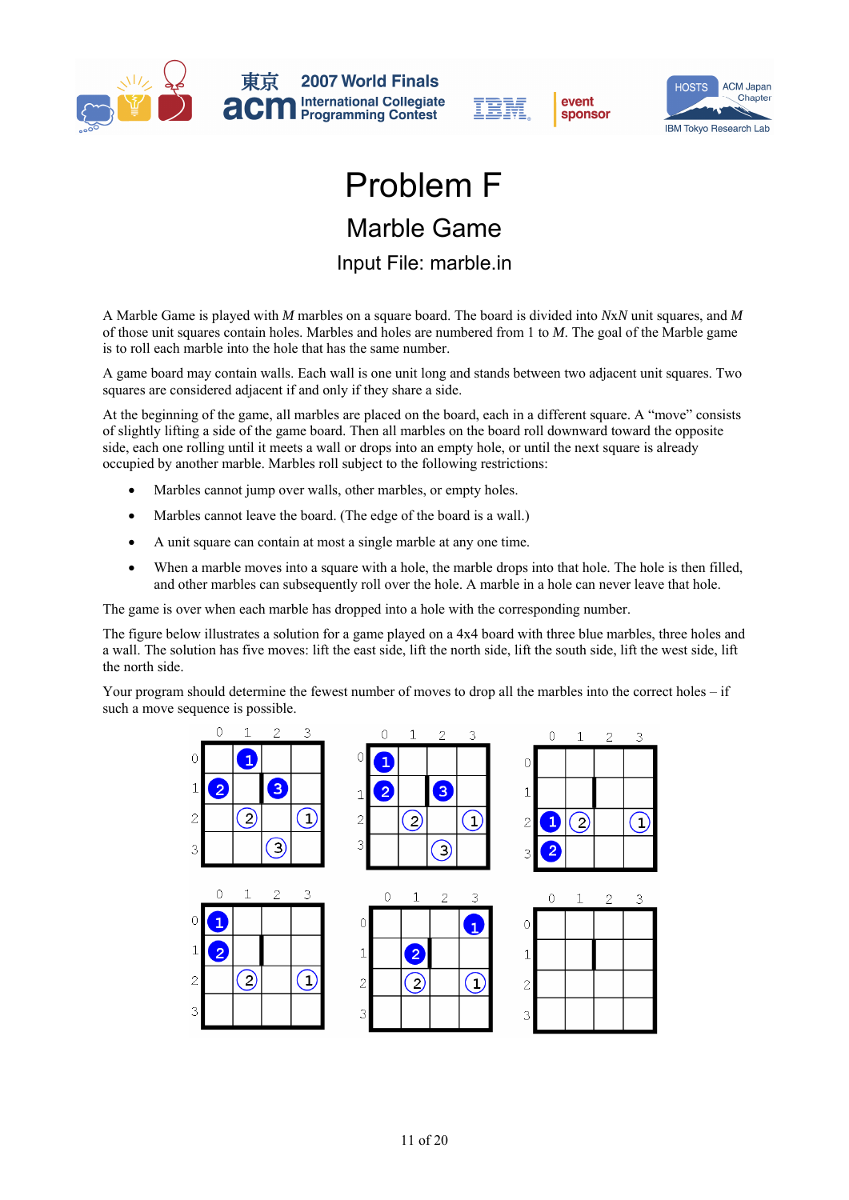# Problem F

## Marble Game

### Input File: marble.in

A Marble Game is played with *M* marbles on a square board. The board is divided into *N*x*N* unit squares, and *M* of those unit squares contain holes. Marbles and holes are numbered from 1 to *M*. The goal of the Marble game is to roll each marble into the hole that has the same number.

A game board may contain walls. Each wall is one unit long and stands between two adjacent unit squares. Two squares are considered adjacent if and only if they share a side.

At the beginning of the game, all marbles are placed on the board, each in a different square. A "move" consists of slightly lifting a side of the game board. Then all marbles on the board roll downward toward the opposite side, each one rolling until it meets a wall or drops into an empty hole, or until the next square is already occupied by another marble. Marbles roll subject to the following restrictions:

- Marbles cannot jump over walls, other marbles, or empty holes.
- Marbles cannot leave the board. (The edge of the board is a wall.)
- A unit square can contain at most a single marble at any one time.
- When a marble moves into a square with a hole, the marble drops into that hole. The hole is then filled, and other marbles can subsequently roll over the hole. A marble in a hole can never leave that hole.

The game is over when each marble has dropped into a hole with the corresponding number.

The figure below illustrates a solution for a game played on a 4x4 board with three blue marbles, three holes and a wall. The solution has five moves: lift the east side, lift the north side, lift the south side, lift the west side, lift the north side.

Your program should determine the fewest number of moves to drop all the marbles into the correct holes – if such a move sequence is possible.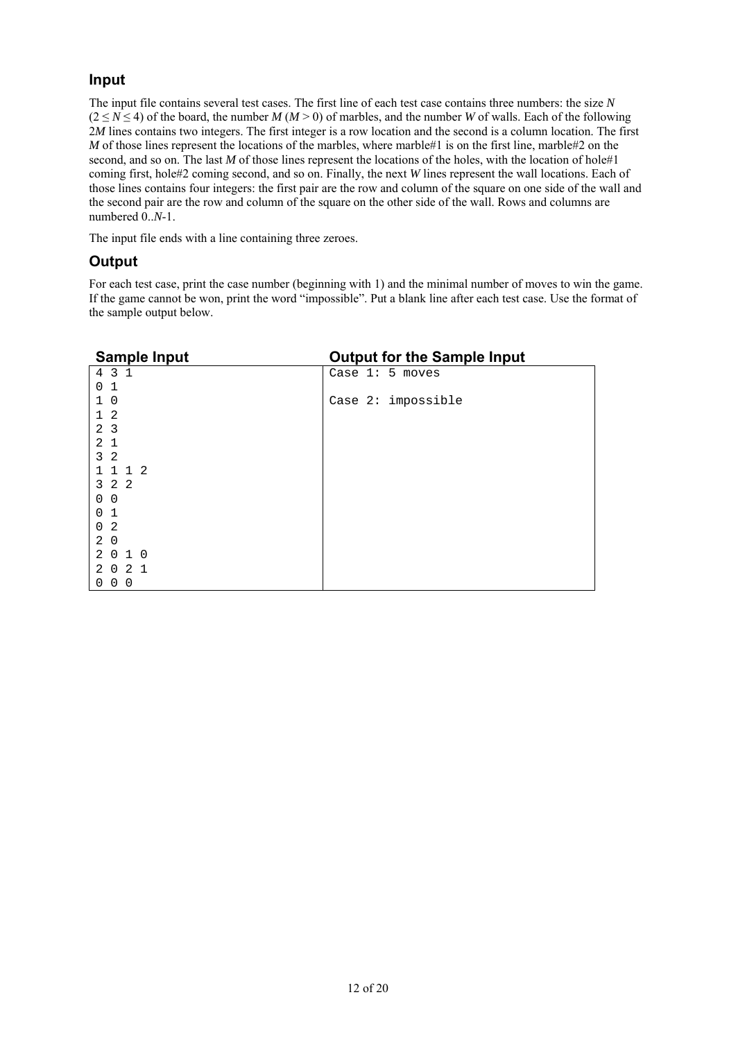## Input

The input file contains several test cases. The first line of each test case contains three numbers: the size $N$ ($2 \leq N \leq 4$) of the board, the number $M$ ($M > 0$) of marbles, and the number $W$ of walls. Each of the following $2M$ lines contains two integers. The first integer is a row location and the second is a column location. The first $M$ of those lines represent the locations of the marbles, where marble#1 is on the first line, marble#2 on the second, and so on. The last $M$ of those lines represent the locations of the holes, with the location of hole#1 coming first, hole#2 coming second, and so on. Finally, the next $W$ lines represent the wall locations. Each of those lines contains four integers: the first pair are the row and column of the square on one side of the wall and the second pair are the row and column of the square on the other side of the wall. Rows and columns are numbered $0..N$-1.

The input file ends with a line containing three zeroes.

## Output

For each test case, print the case number (beginning with 1) and the minimal number of moves to win the game. If the game cannot be won, print the word "impossible". Put a blank line after each test case. Use the format of the sample output below.

| Sample Input | Output for the Sample Input |
|---|---|
| 4 3 1<br>0 1<br>1 0<br>1 2<br>2 3<br>2 1<br>3 2<br>1 1 1 2<br>3 2 2<br>0 0<br>0 1<br>0 2<br>2 0<br>2 0 1 0<br>2 0 2 1<br>0 0 0 | Case 1: 5 moves<br><br>Case 2: impossible |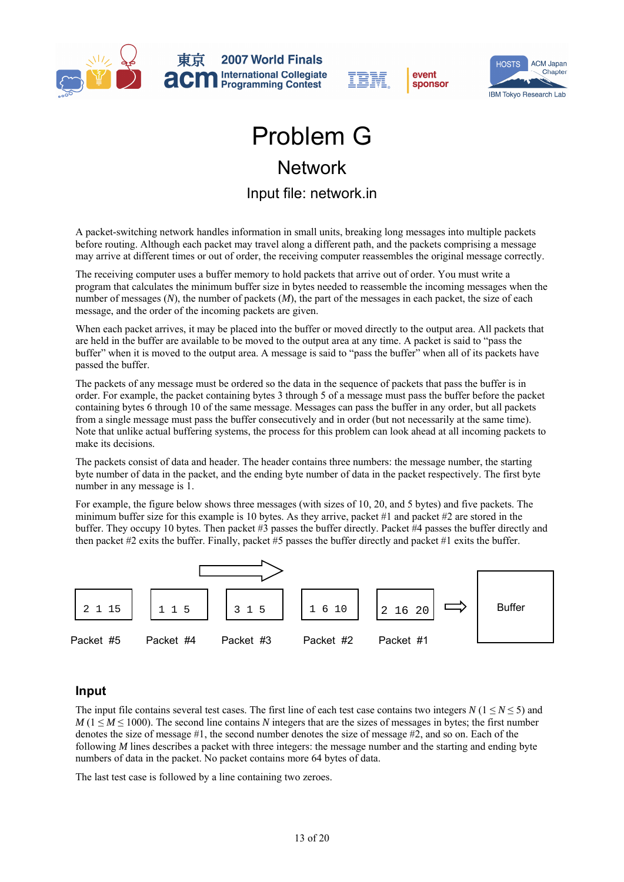# Problem G

## Network

### Input file: network.in

A packet-switching network handles information in small units, breaking long messages into multiple packets before routing. Although each packet may travel along a different path, and the packets comprising a message may arrive at different times or out of order, the receiving computer reassembles the original message correctly.

The receiving computer uses a buffer memory to hold packets that arrive out of order. You must write a program that calculates the minimum buffer size in bytes needed to reassemble the incoming messages when the number of messages ($N$), the number of packets ($M$), the part of the messages in each packet, the size of each message, and the order of the incoming packets are given.

When each packet arrives, it may be placed into the buffer or moved directly to the output area. All packets that are held in the buffer are available to be moved to the output area at any time. A packet is said to "pass the buffer" when it is moved to the output area. A message is said to "pass the buffer" when all of its packets have passed the buffer.

The packets of any message must be ordered so the data in the sequence of packets that pass the buffer is in order. For example, the packet containing bytes 3 through 5 of a message must pass the buffer before the packet containing bytes 6 through 10 of the same message. Messages can pass the buffer in any order, but all packets from a single message must pass the buffer consecutively and in order (but not necessarily at the same time). Note that unlike actual buffering systems, the process for this problem can look ahead at all incoming packets to make its decisions.

The packets consist of data and header. The header contains three numbers: the message number, the starting byte number of data in the packet, and the ending byte number of data in the packet respectively. The first byte number in any message is 1.

For example, the figure below shows three messages (with sizes of 10, 20, and 5 bytes) and five packets. The minimum buffer size for this example is 10 bytes. As they arrive, packet #1 and packet #2 are stored in the buffer. They occupy 10 bytes. Then packet #3 passes the buffer directly. Packet #4 passes the buffer directly and then packet #2 exits the buffer. Finally, packet #5 passes the buffer directly and packet #1 exits the buffer.

| 2 1 15 | 1 1 5 | 3 1 5 | 1 6 10 | 2 16 20 | ⇒ | Buffer |
|---|---|---|---|---|---|---|
| Packet #5 | Packet #4 | Packet #3 | Packet #2 | Packet #1 | | |

## Input

The input file contains several test cases. The first line of each test case contains two integers $N$ ($1 \le N \le 5$) and $M$ ($1 \le M \le 1000$). The second line contains $N$ integers that are the sizes of messages in bytes; the first number denotes the size of message #1, the second number denotes the size of message #2, and so on. Each of the following $M$ lines describes a packet with three integers: the message number and the starting and ending byte numbers of data in the packet. No packet contains more 64 bytes of data.

The last test case is followed by a line containing two zeroes.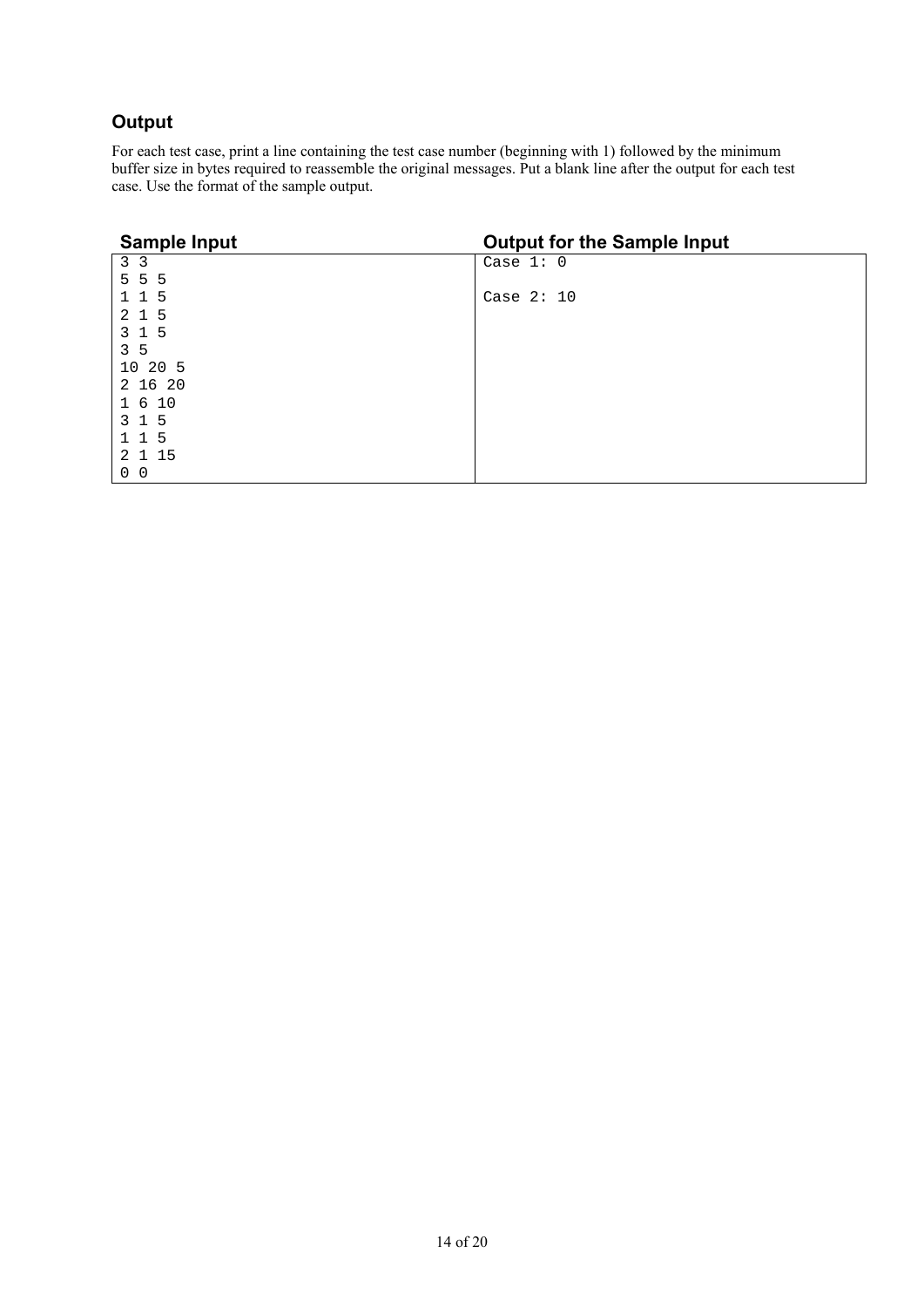## Output

For each test case, print a line containing the test case number (beginning with 1) followed by the minimum buffer size in bytes required to reassemble the original messages. Put a blank line after the output for each test case. Use the format of the sample output.

| Sample Input | Output for the Sample Input |
|---|---|
| 3 3<br>5 5 5<br>1 1 5<br>2 1 5<br>3 1 5<br>3 5<br>10 20 5<br>2 16 20<br>1 6 10<br>3 1 5<br>1 1 5<br>2 1 15<br>0 0 | Case 1: 0<br><br>Case 2: 10 |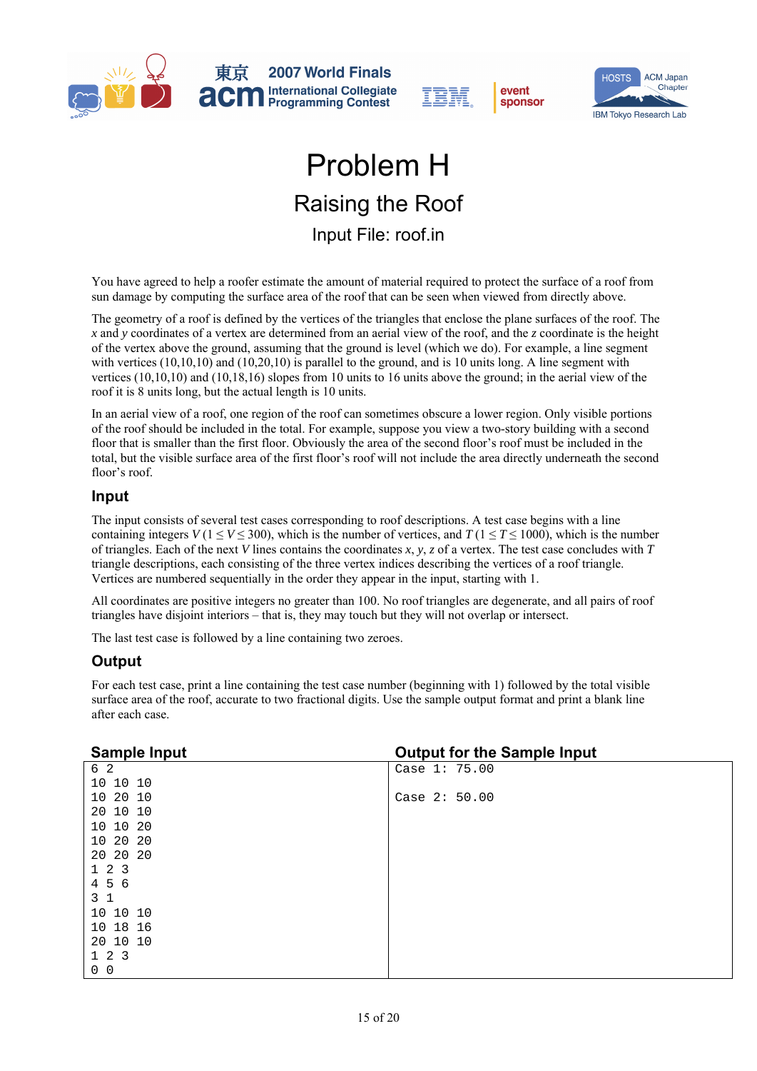# Problem H

## Raising the Roof

### Input File: roof.in

You have agreed to help a roofer estimate the amount of material required to protect the surface of a roof from sun damage by computing the surface area of the roof that can be seen when viewed from directly above.

The geometry of a roof is defined by the vertices of the triangles that enclose the plane surfaces of the roof. The $x$ and $y$ coordinates of a vertex are determined from an aerial view of the roof, and the $z$ coordinate is the height of the vertex above the ground, assuming that the ground is level (which we do). For example, a line segment with vertices (10,10,10) and (10,20,10) is parallel to the ground, and is 10 units long. A line segment with vertices (10,10,10) and (10,18,16) slopes from 10 units to 16 units above the ground; in the aerial view of the roof it is 8 units long, but the actual length is 10 units.

In an aerial view of a roof, one region of the roof can sometimes obscure a lower region. Only visible portions of the roof should be included in the total. For example, suppose you view a two-story building with a second floor that is smaller than the first floor. Obviously the area of the second floor's roof must be included in the total, but the visible surface area of the first floor's roof will not include the area directly underneath the second floor's roof.

## Input

The input consists of several test cases corresponding to roof descriptions. A test case begins with a line containing integers $V$ ($1 \le V \le 300$), which is the number of vertices, and $T$ ($1 \le T \le 1000$), which is the number of triangles. Each of the next $V$ lines contains the coordinates $x$, $y$, $z$ of a vertex. The test case concludes with $T$ triangle descriptions, each consisting of the three vertex indices describing the vertices of a roof triangle. Vertices are numbered sequentially in the order they appear in the input, starting with 1.

All coordinates are positive integers no greater than 100. No roof triangles are degenerate, and all pairs of roof triangles have disjoint interiors – that is, they may touch but they will not overlap or intersect.

The last test case is followed by a line containing two zeroes.

## Output

For each test case, print a line containing the test case number (beginning with 1) followed by the total visible surface area of the roof, accurate to two fractional digits. Use the sample output format and print a blank line after each case.

| Sample Input | Output for the Sample Input |
|---|---|
| 6 2<br>10 10 10<br>10 20 10<br>20 10 10<br>10 10 20<br>10 20 20<br>20 20 20<br>1 2 3<br>4 5 6<br>3 1<br>10 10 10<br>10 18 16<br>20 10 10<br>1 2 3<br>0 0 | Case 1: 75.00<br><br>Case 2: 50.00 |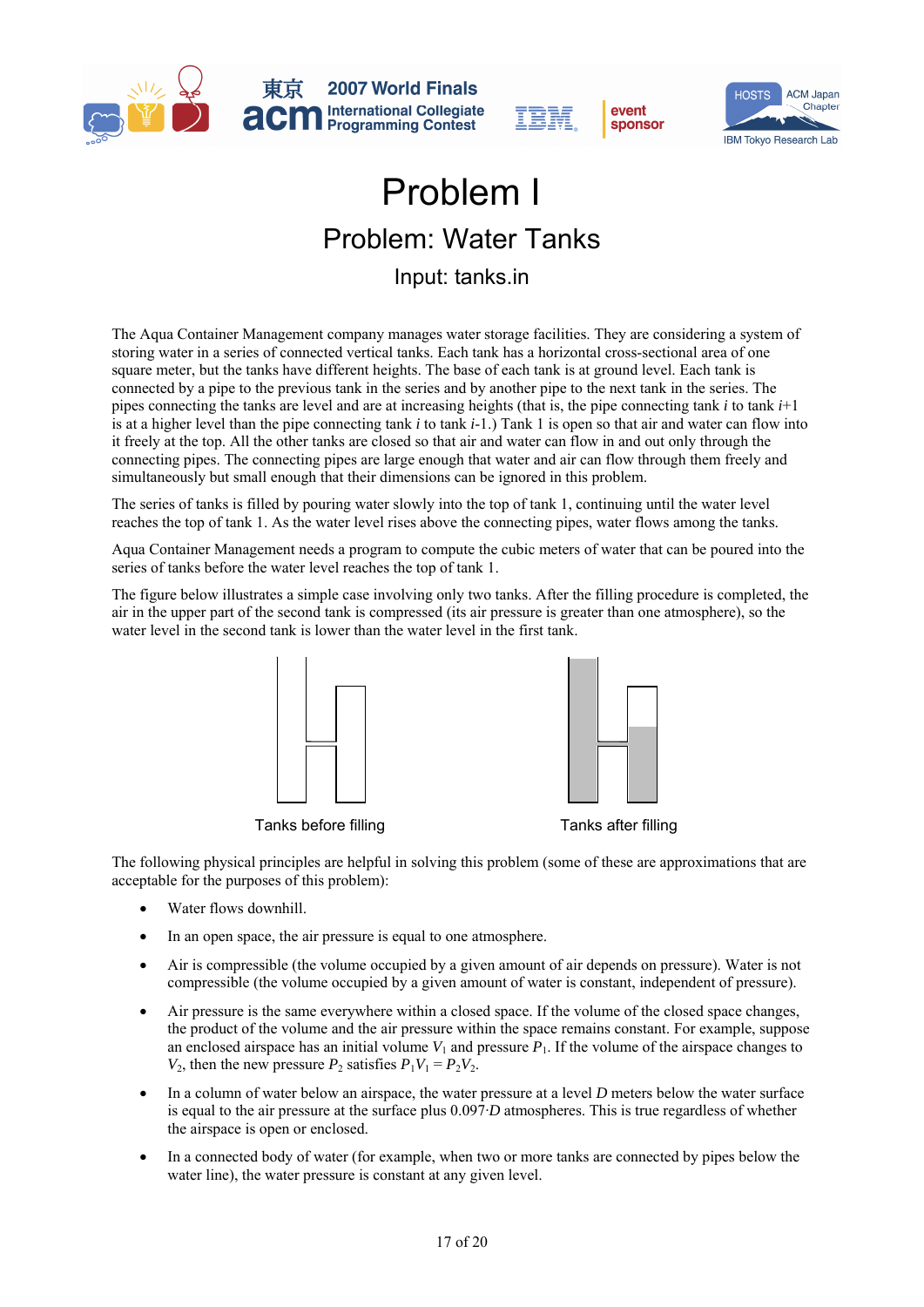# Problem I

## Problem: Water Tanks

### Input: tanks.in

The Aqua Container Management company manages water storage facilities. They are considering a system of storing water in a series of connected vertical tanks. Each tank has a horizontal cross-sectional area of one square meter, but the tanks have different heights. The base of each tank is at ground level. Each tank is connected by a pipe to the previous tank in the series and by another pipe to the next tank in the series. The pipes connecting the tanks are level and are at increasing heights (that is, the pipe connecting tank *i* to tank *i*+1 is at a higher level than the pipe connecting tank *i* to tank *i*-1.) Tank 1 is open so that air and water can flow into it freely at the top. All the other tanks are closed so that air and water can flow in and out only through the connecting pipes. The connecting pipes are large enough that water and air can flow through them freely and simultaneously but small enough that their dimensions can be ignored in this problem.

The series of tanks is filled by pouring water slowly into the top of tank 1, continuing until the water level reaches the top of tank 1. As the water level rises above the connecting pipes, water flows among the tanks.

Aqua Container Management needs a program to compute the cubic meters of water that can be poured into the series of tanks before the water level reaches the top of tank 1.

The figure below illustrates a simple case involving only two tanks. After the filling procedure is completed, the air in the upper part of the second tank is compressed (its air pressure is greater than one atmosphere), so the water level in the second tank is lower than the water level in the first tank.

Tanks before filling

Tanks after filling

The following physical principles are helpful in solving this problem (some of these are approximations that are acceptable for the purposes of this problem):

- Water flows downhill.
- In an open space, the air pressure is equal to one atmosphere.
- Air is compressible (the volume occupied by a given amount of air depends on pressure). Water is not compressible (the volume occupied by a given amount of water is constant, independent of pressure).
- Air pressure is the same everywhere within a closed space. If the volume of the closed space changes, the product of the volume and the air pressure within the space remains constant. For example, suppose an enclosed airspace has an initial volume $V_1$ and pressure $P_1$. If the volume of the airspace changes to $V_2$, then the new pressure $P_2$ satisfies $P_1V_1 = P_2V_2$.
- In a column of water below an airspace, the water pressure at a level $D$ meters below the water surface is equal to the air pressure at the surface plus $0.097 \cdot D$ atmospheres. This is true regardless of whether the airspace is open or enclosed.
- In a connected body of water (for example, when two or more tanks are connected by pipes below the water line), the water pressure is constant at any given level.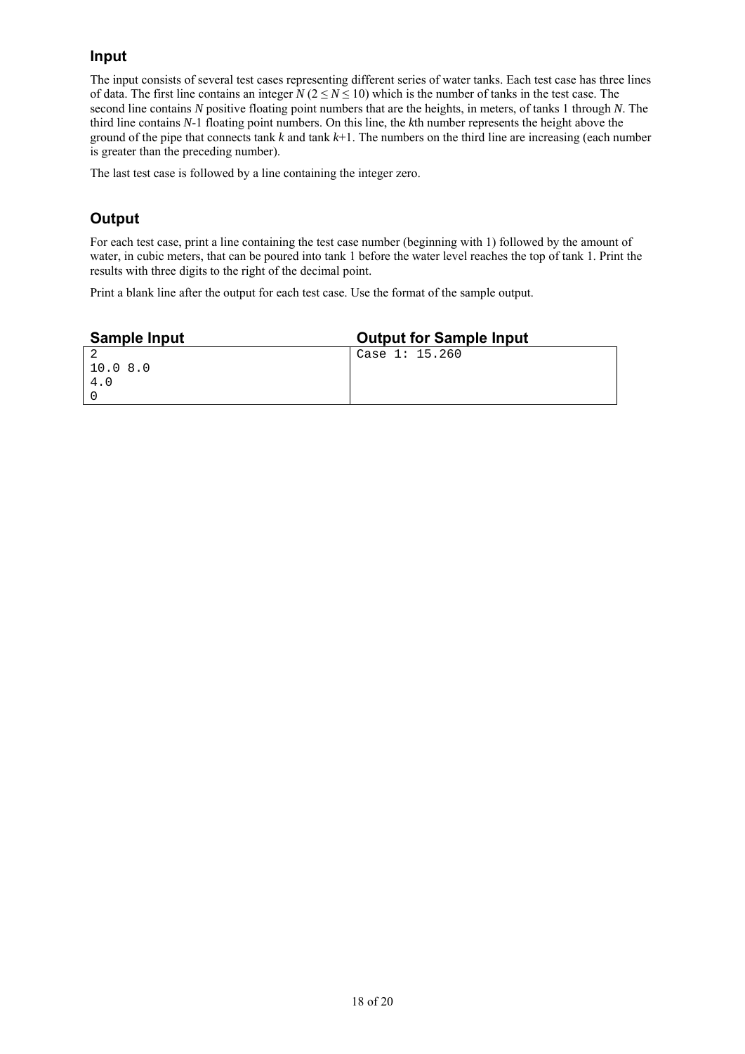## Input

The input consists of several test cases representing different series of water tanks. Each test case has three lines of data. The first line contains an integer $N$ ($2 \leq N \leq 10$) which is the number of tanks in the test case. The second line contains $N$ positive floating point numbers that are the heights, in meters, of tanks 1 through $N$. The third line contains $N$-1 floating point numbers. On this line, the $k$th number represents the height above the ground of the pipe that connects tank $k$ and tank $k$+1. The numbers on the third line are increasing (each number is greater than the preceding number).

The last test case is followed by a line containing the integer zero.

## Output

For each test case, print a line containing the test case number (beginning with 1) followed by the amount of water, in cubic meters, that can be poured into tank 1 before the water level reaches the top of tank 1. Print the results with three digits to the right of the decimal point.

Print a blank line after the output for each test case. Use the format of the sample output.

| Sample Input | Output for Sample Input |
|---|---|
| 2<br>10.0 8.0<br>4.0<br>0 | Case 1: 15.260 |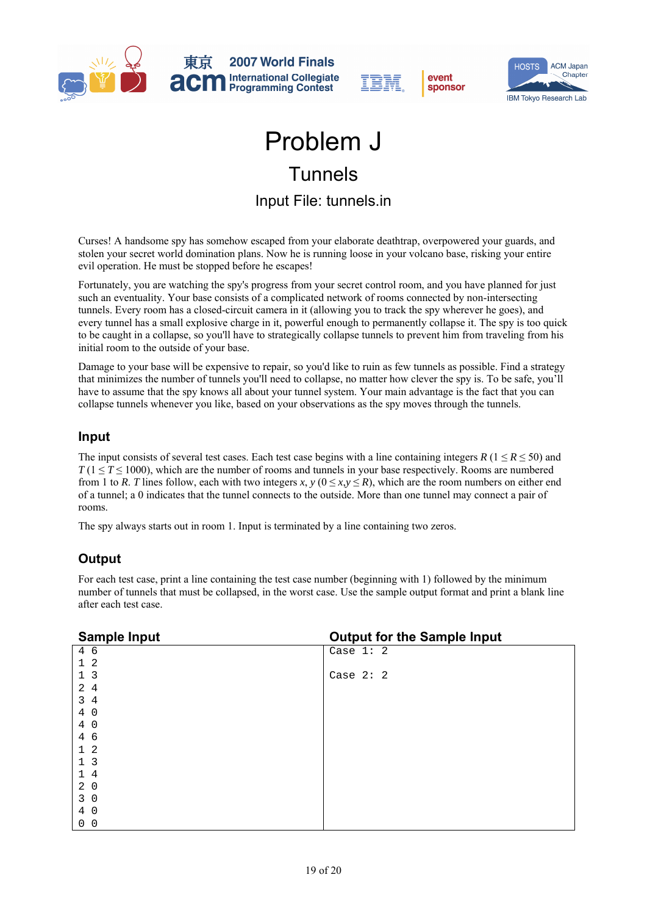# Problem J

## Tunnels

### Input File: tunnels.in

Curses! A handsome spy has somehow escaped from your elaborate deathtrap, overpowered your guards, and stolen your secret world domination plans. Now he is running loose in your volcano base, risking your entire evil operation. He must be stopped before he escapes!

Fortunately, you are watching the spy's progress from your secret control room, and you have planned for just such an eventuality. Your base consists of a complicated network of rooms connected by non-intersecting tunnels. Every room has a closed-circuit camera in it (allowing you to track the spy wherever he goes), and every tunnel has a small explosive charge in it, powerful enough to permanently collapse it. The spy is too quick to be caught in a collapse, so you'll have to strategically collapse tunnels to prevent him from traveling from his initial room to the outside of your base.

Damage to your base will be expensive to repair, so you'd like to ruin as few tunnels as possible. Find a strategy that minimizes the number of tunnels you'll need to collapse, no matter how clever the spy is. To be safe, you'll have to assume that the spy knows all about your tunnel system. Your main advantage is the fact that you can collapse tunnels whenever you like, based on your observations as the spy moves through the tunnels.

## Input

The input consists of several test cases. Each test case begins with a line containing integers $R$ ($1 \le R \le 50$) and $T$ ($1 \le T \le 1000$), which are the number of rooms and tunnels in your base respectively. Rooms are numbered from 1 to $R$. $T$ lines follow, each with two integers $x$, $y$ ($0 \le x,y \le R$), which are the room numbers on either end of a tunnel; a 0 indicates that the tunnel connects to the outside. More than one tunnel may connect a pair of rooms.

The spy always starts out in room 1. Input is terminated by a line containing two zeros.

## Output

For each test case, print a line containing the test case number (beginning with 1) followed by the minimum number of tunnels that must be collapsed, in the worst case. Use the sample output format and print a blank line after each test case.

| Sample Input | Output for the Sample Input |
| --- | --- |
| 4 6<br>1 2<br>1 3<br>2 4<br>3 4<br>4 0<br>4 0<br>4 6<br>1 2<br>1 3<br>1 4<br>2 0<br>3 0<br>4 0<br>0 0 | Case 1: 2<br><br>Case 2: 2 |